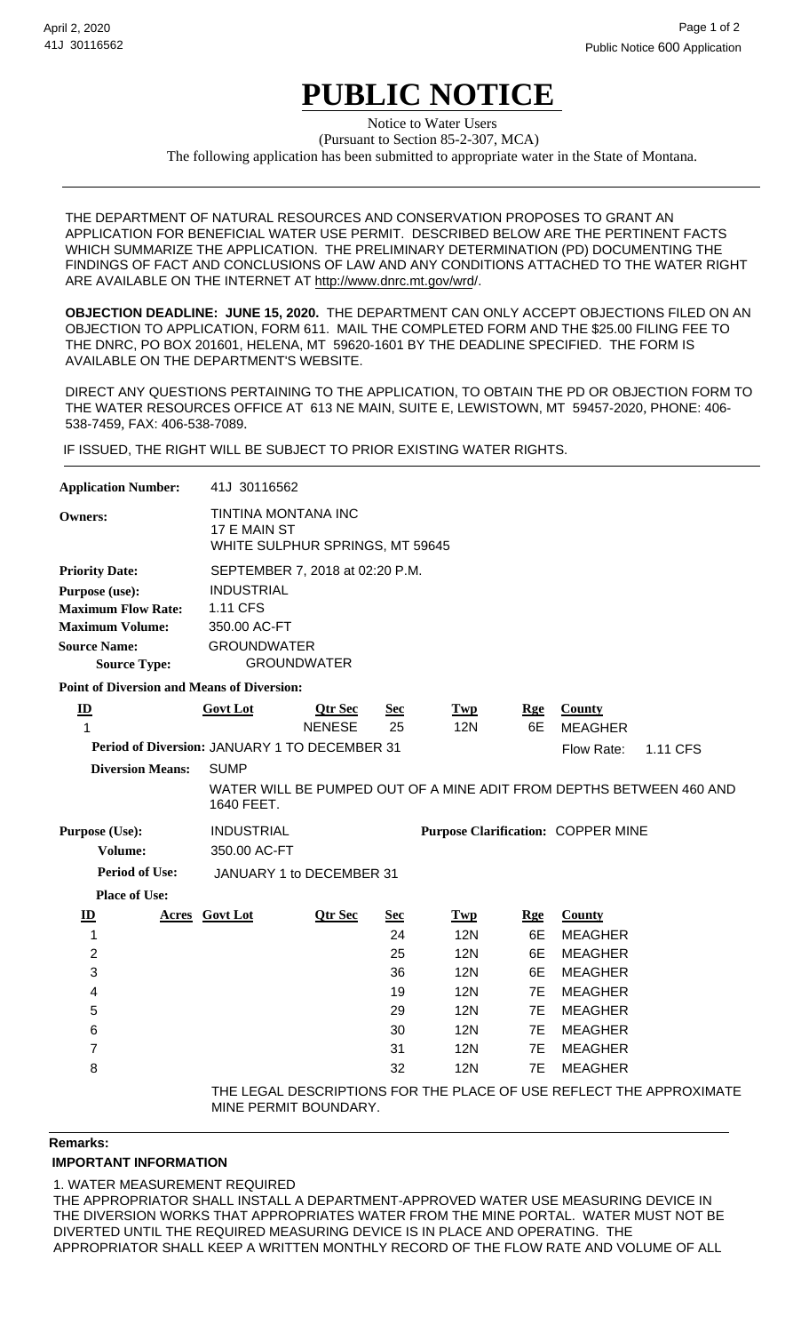# PUBLIC NOTICE

Notice to Water Users
(Pursuant to Section 85-2-307, MCA)
The following application has been submitted to appropriate water in the State of Montana.

---

THE DEPARTMENT OF NATURAL RESOURCES AND CONSERVATION PROPOSES TO GRANT AN APPLICATION FOR BENEFICIAL WATER USE PERMIT. DESCRIBED BELOW ARE THE PERTINENT FACTS WHICH SUMMARIZE THE APPLICATION. THE PRELIMINARY DETERMINATION (PD) DOCUMENTING THE FINDINGS OF FACT AND CONCLUSIONS OF LAW AND ANY CONDITIONS ATTACHED TO THE WATER RIGHT ARE AVAILABLE ON THE INTERNET AT http://www.dnrc.mt.gov/wrd/.

**OBJECTION DEADLINE: JUNE 15, 2020.** THE DEPARTMENT CAN ONLY ACCEPT OBJECTIONS FILED ON AN OBJECTION TO APPLICATION, FORM 611. MAIL THE COMPLETED FORM AND THE $25.00 FILING FEE TO THE DNRC, PO BOX 201601, HELENA, MT 59620-1601 BY THE DEADLINE SPECIFIED. THE FORM IS AVAILABLE ON THE DEPARTMENT'S WEBSITE.

DIRECT ANY QUESTIONS PERTAINING TO THE APPLICATION, TO OBTAIN THE PD OR OBJECTION FORM TO THE WATER RESOURCES OFFICE AT 613 NE MAIN, SUITE E, LEWISTOWN, MT 59457-2020, PHONE: 406-538-7459, FAX: 406-538-7089.

IF ISSUED, THE RIGHT WILL BE SUBJECT TO PRIOR EXISTING WATER RIGHTS.

---

**Application Number:** 41J 30116562

**Owners:** TINTINA MONTANA INC
17 E MAIN ST
WHITE SULPHUR SPRINGS, MT 59645

**Priority Date:** SEPTEMBER 7, 2018 at 02:20 P.M.
**Purpose (use):** INDUSTRIAL
**Maximum Flow Rate:** 1.11 CFS
**Maximum Volume:** 350.00 AC-FT
**Source Name:** GROUNDWATER
**Source Type:** GROUNDWATER

**Point of Diversion and Means of Diversion:**

| ID | Govt Lot | Qtr Sec | Sec | Twp | Rge | County |
|---|---|---|---|---|---|---|
| 1 | | NENESE | 25 | 12N | 6E | MEAGHER |

**Period of Diversion:** JANUARY 1 TO DECEMBER 31 &nbsp;&nbsp; Flow Rate: 1.11 CFS

**Diversion Means:** SUMP
WATER WILL BE PUMPED OUT OF A MINE ADIT FROM DEPTHS BETWEEN 460 AND 1640 FEET.

**Purpose (Use):** INDUSTRIAL &nbsp;&nbsp; **Purpose Clarification:** COPPER MINE
**Volume:** 350.00 AC-FT
**Period of Use:** JANUARY 1 to DECEMBER 31
**Place of Use:**

| ID | Acres | Govt Lot | Qtr Sec | Sec | Twp | Rge | County |
|---|---|---|---|---|---|---|---|
| 1 | | | | 24 | 12N | 6E | MEAGHER |
| 2 | | | | 25 | 12N | 6E | MEAGHER |
| 3 | | | | 36 | 12N | 6E | MEAGHER |
| 4 | | | | 19 | 12N | 7E | MEAGHER |
| 5 | | | | 29 | 12N | 7E | MEAGHER |
| 6 | | | | 30 | 12N | 7E | MEAGHER |
| 7 | | | | 31 | 12N | 7E | MEAGHER |
| 8 | | | | 32 | 12N | 7E | MEAGHER |

THE LEGAL DESCRIPTIONS FOR THE PLACE OF USE REFLECT THE APPROXIMATE MINE PERMIT BOUNDARY.

---

**Remarks:**

**IMPORTANT INFORMATION**

1. WATER MEASUREMENT REQUIRED
THE APPROPRIATOR SHALL INSTALL A DEPARTMENT-APPROVED WATER USE MEASURING DEVICE IN THE DIVERSION WORKS THAT APPROPRIATES WATER FROM THE MINE PORTAL. WATER MUST NOT BE DIVERTED UNTIL THE REQUIRED MEASURING DEVICE IS IN PLACE AND OPERATING. THE APPROPRIATOR SHALL KEEP A WRITTEN MONTHLY RECORD OF THE FLOW RATE AND VOLUME OF ALL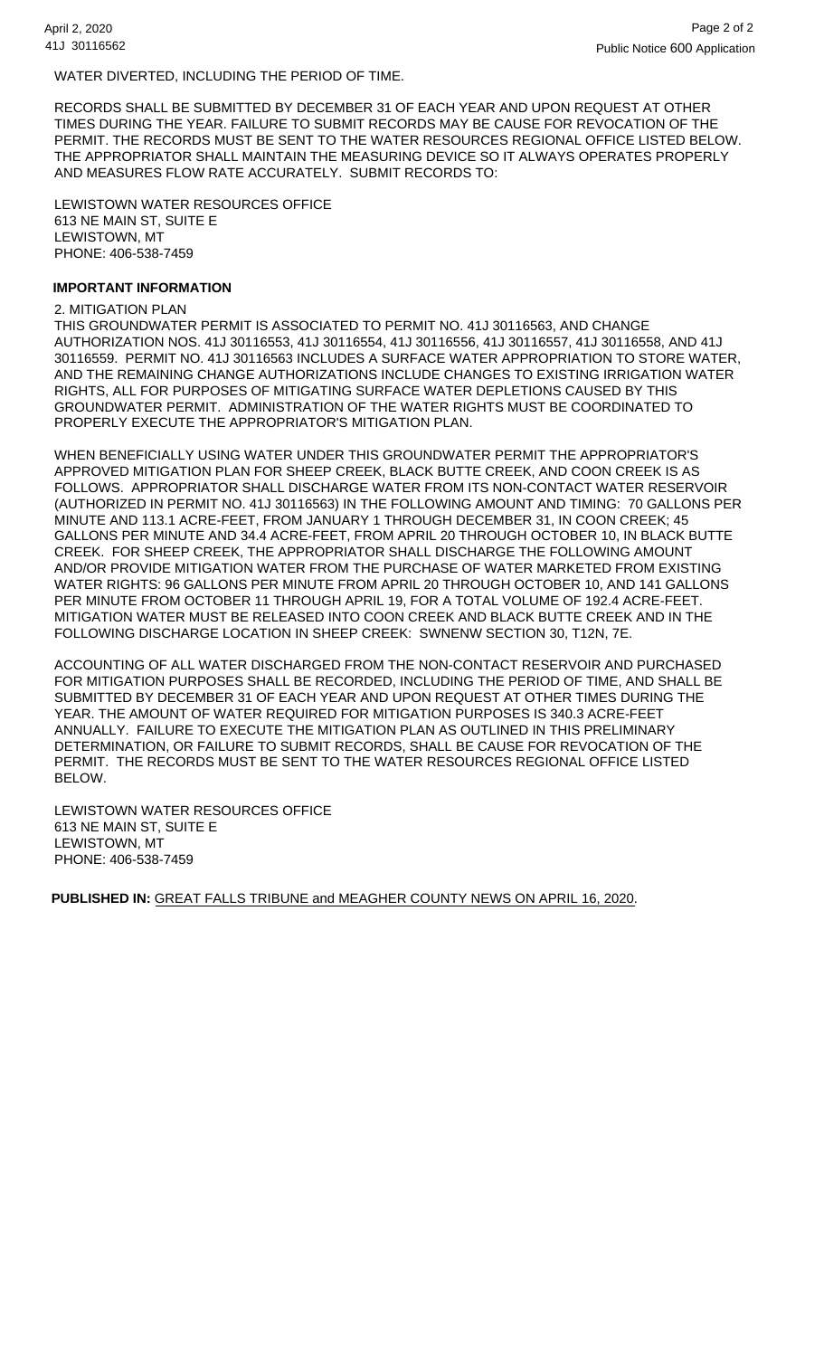WATER DIVERTED, INCLUDING THE PERIOD OF TIME.

RECORDS SHALL BE SUBMITTED BY DECEMBER 31 OF EACH YEAR AND UPON REQUEST AT OTHER TIMES DURING THE YEAR. FAILURE TO SUBMIT RECORDS MAY BE CAUSE FOR REVOCATION OF THE PERMIT. THE RECORDS MUST BE SENT TO THE WATER RESOURCES REGIONAL OFFICE LISTED BELOW. THE APPROPRIATOR SHALL MAINTAIN THE MEASURING DEVICE SO IT ALWAYS OPERATES PROPERLY AND MEASURES FLOW RATE ACCURATELY. SUBMIT RECORDS TO:

LEWISTOWN WATER RESOURCES OFFICE
613 NE MAIN ST, SUITE E
LEWISTOWN, MT
PHONE: 406-538-7459

**IMPORTANT INFORMATION**

2. MITIGATION PLAN

THIS GROUNDWATER PERMIT IS ASSOCIATED TO PERMIT NO. 41J 30116563, AND CHANGE AUTHORIZATION NOS. 41J 30116553, 41J 30116554, 41J 30116556, 41J 30116557, 41J 30116558, AND 41J 30116559. PERMIT NO. 41J 30116563 INCLUDES A SURFACE WATER APPROPRIATION TO STORE WATER, AND THE REMAINING CHANGE AUTHORIZATIONS INCLUDE CHANGES TO EXISTING IRRIGATION WATER RIGHTS, ALL FOR PURPOSES OF MITIGATING SURFACE WATER DEPLETIONS CAUSED BY THIS GROUNDWATER PERMIT. ADMINISTRATION OF THE WATER RIGHTS MUST BE COORDINATED TO PROPERLY EXECUTE THE APPROPRIATOR'S MITIGATION PLAN.

WHEN BENEFICIALLY USING WATER UNDER THIS GROUNDWATER PERMIT THE APPROPRIATOR'S APPROVED MITIGATION PLAN FOR SHEEP CREEK, BLACK BUTTE CREEK, AND COON CREEK IS AS FOLLOWS. APPROPRIATOR SHALL DISCHARGE WATER FROM ITS NON-CONTACT WATER RESERVOIR (AUTHORIZED IN PERMIT NO. 41J 30116563) IN THE FOLLOWING AMOUNT AND TIMING: 70 GALLONS PER MINUTE AND 113.1 ACRE-FEET, FROM JANUARY 1 THROUGH DECEMBER 31, IN COON CREEK; 45 GALLONS PER MINUTE AND 34.4 ACRE-FEET, FROM APRIL 20 THROUGH OCTOBER 10, IN BLACK BUTTE CREEK. FOR SHEEP CREEK, THE APPROPRIATOR SHALL DISCHARGE THE FOLLOWING AMOUNT AND/OR PROVIDE MITIGATION WATER FROM THE PURCHASE OF WATER MARKETED FROM EXISTING WATER RIGHTS: 96 GALLONS PER MINUTE FROM APRIL 20 THROUGH OCTOBER 10, AND 141 GALLONS PER MINUTE FROM OCTOBER 11 THROUGH APRIL 19, FOR A TOTAL VOLUME OF 192.4 ACRE-FEET. MITIGATION WATER MUST BE RELEASED INTO COON CREEK AND BLACK BUTTE CREEK AND IN THE FOLLOWING DISCHARGE LOCATION IN SHEEP CREEK: SWNENW SECTION 30, T12N, 7E.

ACCOUNTING OF ALL WATER DISCHARGED FROM THE NON-CONTACT RESERVOIR AND PURCHASED FOR MITIGATION PURPOSES SHALL BE RECORDED, INCLUDING THE PERIOD OF TIME, AND SHALL BE SUBMITTED BY DECEMBER 31 OF EACH YEAR AND UPON REQUEST AT OTHER TIMES DURING THE YEAR. THE AMOUNT OF WATER REQUIRED FOR MITIGATION PURPOSES IS 340.3 ACRE-FEET ANNUALLY. FAILURE TO EXECUTE THE MITIGATION PLAN AS OUTLINED IN THIS PRELIMINARY DETERMINATION, OR FAILURE TO SUBMIT RECORDS, SHALL BE CAUSE FOR REVOCATION OF THE PERMIT. THE RECORDS MUST BE SENT TO THE WATER RESOURCES REGIONAL OFFICE LISTED BELOW.

LEWISTOWN WATER RESOURCES OFFICE
613 NE MAIN ST, SUITE E
LEWISTOWN, MT
PHONE: 406-538-7459

**PUBLISHED IN:** GREAT FALLS TRIBUNE and MEAGHER COUNTY NEWS ON APRIL 16, 2020.